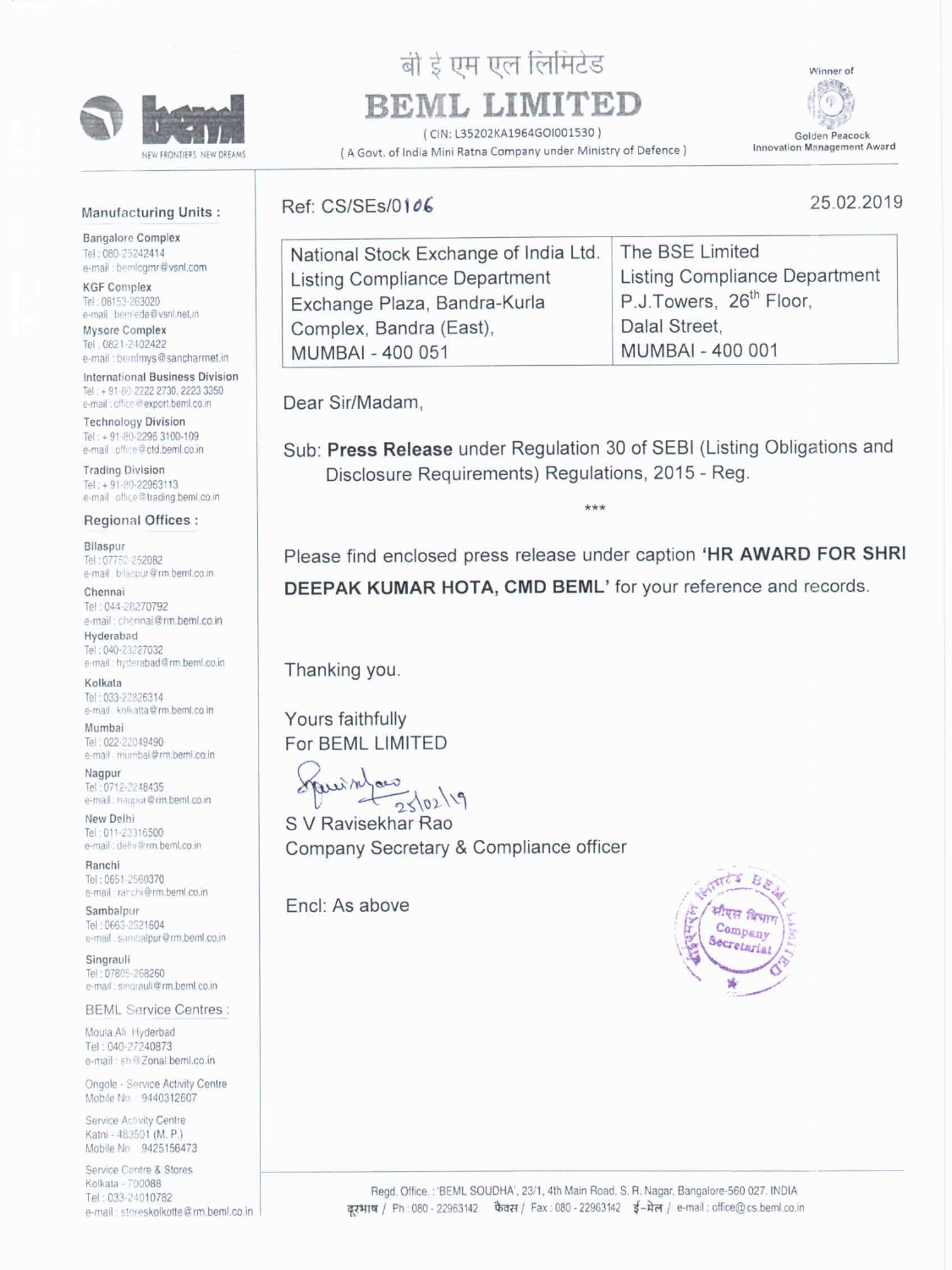बी इ एम एल लिमिटेड

# BEML LIMITED

( CIN: L35202KA1964GOI001530 )

( A Govt. of India Mini Ratna Company under Ministry of Defence )

Winner of Golden Peacock Innovation Management Award

NEW FRONTIERS. NEW DREAMS

**Manufacturing Units :**

Bangalore Complex
Tel : 080-25242414
e-mail : bemlcgmr@vsnl.com

KGF Complex
Tel : 08153-263020
e-mail : bemlede@vsnl.net.in

Mysore Complex
Tel : 0821-2402422
e-mail : bemlmys@sancharmet.in

International Business Division
Tel : + 91-80-2222 2730, 2223 3350
e-mail : office@export.beml.co.in

Technology Division
Tel : + 91-80-2296 3100-109
e-mail : office@ctd.beml.co.in

Trading Division
Tel : + 91-80-22963113
e-mail : office@trading.beml.co.in

**Regional Offices :**

Bilaspur
Tel : 07752-252082
e-mail : bilaspur@rm.beml.co.in

Chennai
Tel : 044-28270792
e-mail : chennai@rm.beml.co.in

Hyderabad
Tel : 040-23227032
e-mail : hyderabad@rm.beml.co.in

Kolkata
Tel : 033-22826314
e-mail : kolkatta@rm.beml.co.in

Mumbai
Tel : 022-22049490
e-mail : mumbai@rm.beml.co.in

Nagpur
Tel : 0712-2248435
e-mail : nagpur@rm.beml.co.in

New Delhi
Tel : 011-23316500
e-mail : delhi@rm.beml.co.in

Ranchi
Tel : 0651-2560370
e-mail : ranchi@rm.beml.co.in

Sambalpur
Tel : 0663-2521604
e-mail : sambalpur@rm.beml.co.in

Singrauli
Tel : 07805-268260
e-mail : singrauli@rm.beml.co.in

**BEML Service Centres :**

Moula Ali, Hyderbad
Tel : 040-27240873
e-mail : sh@Zonal.beml.co.in

Ongole - Service Activity Centre
Mobile No. : 9440312607

Service Activity Centre
Katni - 483501 (M. P.)
Mobile No. : 9425156473

Service Centre & Stores
Kolkata - 700088
Tel : 033-24010782
e-mail : storeskolkotte@rm.beml.co.in

Ref: CS/SEs/0106

25.02.2019

| National Stock Exchange of India Ltd. | The BSE Limited |
|---|---|
| Listing Compliance Department | Listing Compliance Department |
| Exchange Plaza, Bandra-Kurla | P.J.Towers, 26th Floor, |
| Complex, Bandra (East), | Dalal Street, |
| MUMBAI - 400 051 | MUMBAI - 400 001 |

Dear Sir/Madam,

Sub: **Press Release** under Regulation 30 of SEBI (Listing Obligations and Disclosure Requirements) Regulations, 2015 - Reg.

\*\*\*

Please find enclosed press release under caption **'HR AWARD FOR SHRI DEEPAK KUMAR HOTA, CMD BEML'** for your reference and records.

Thanking you.

Yours faithfully
For BEML LIMITED

25/02/19

S V Ravisekhar Rao
Company Secretary & Compliance officer

Encl: As above

Regd. Office.: 'BEML SOUDHA', 23/1, 4th Main Road, S. R. Nagar, Bangalore-560 027. INDIA
दूरभाष / Ph : 080 - 22963142 फैक्स / Fax : 080 - 22963142 ई-मेल / e-mail : office@cs.beml.co.in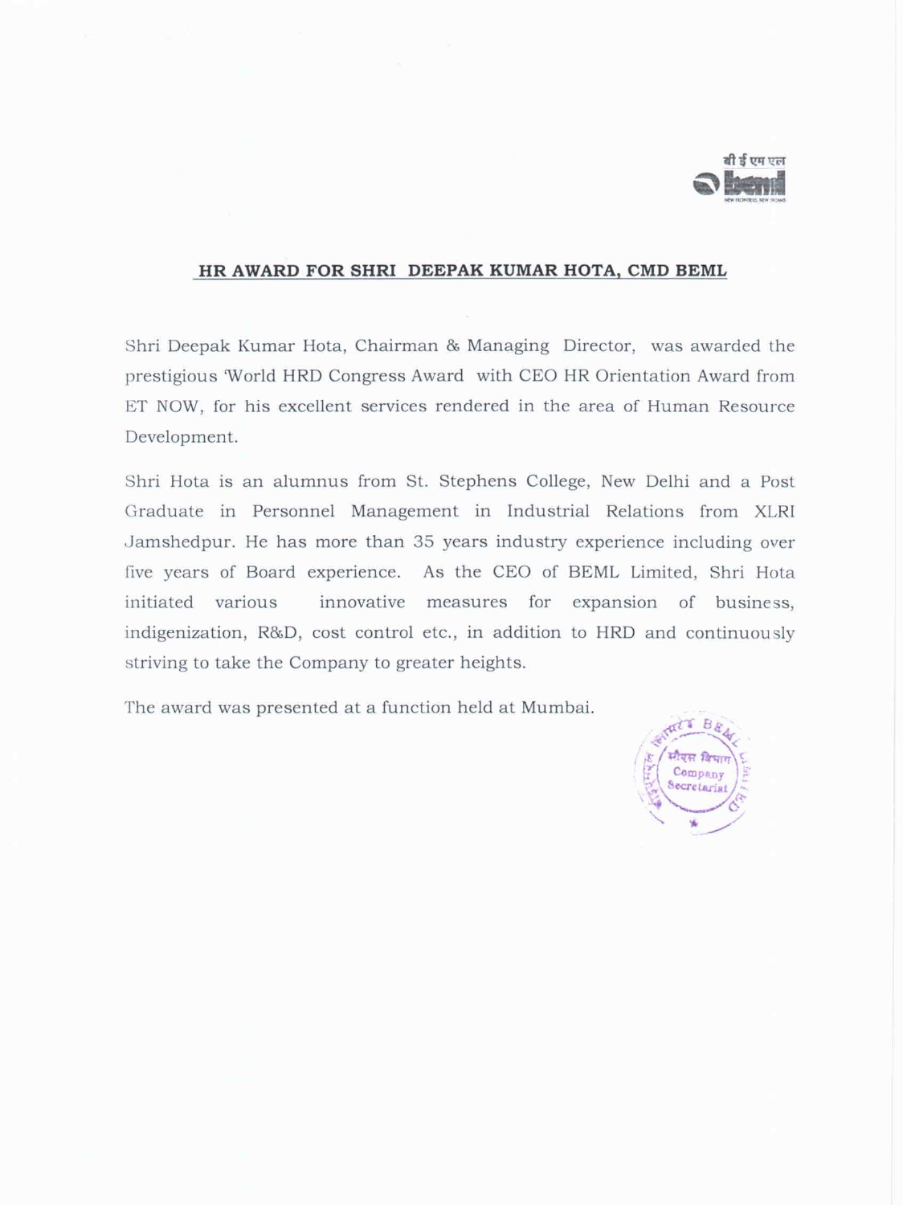## HR AWARD FOR SHRI DEEPAK KUMAR HOTA, CMD BEML

Shri Deepak Kumar Hota, Chairman & Managing Director, was awarded the prestigious 'World HRD Congress Award with CEO HR Orientation Award from ET NOW, for his excellent services rendered in the area of Human Resource Development.

Shri Hota is an alumnus from St. Stephens College, New Delhi and a Post Graduate in Personnel Management in Industrial Relations from XLRI Jamshedpur. He has more than 35 years industry experience including over five years of Board experience. As the CEO of BEML Limited, Shri Hota initiated various innovative measures for expansion of business, indigenization, R&D, cost control etc., in addition to HRD and continuously striving to take the Company to greater heights.

The award was presented at a function held at Mumbai.